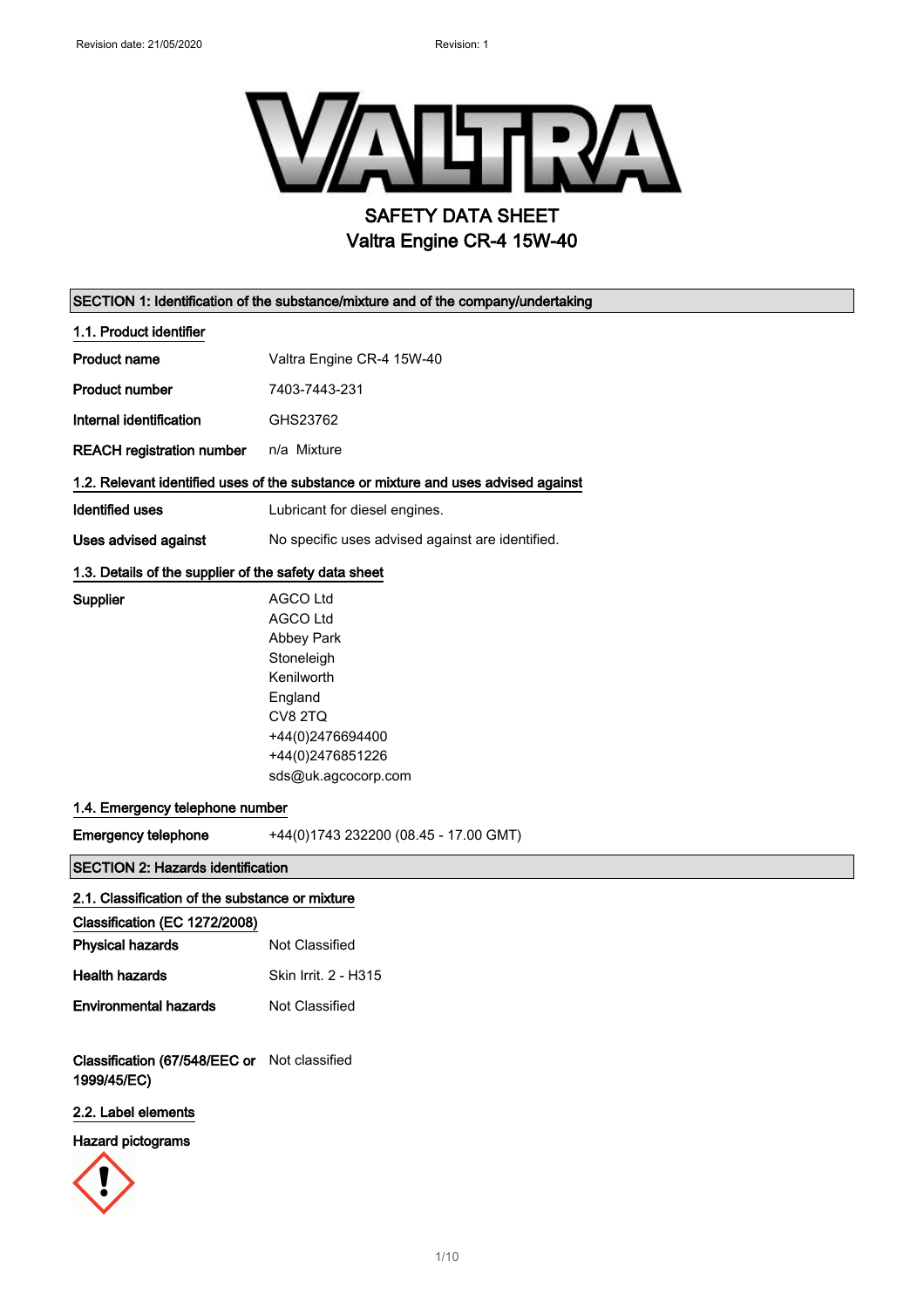Revision date: 21/05/2020 Revision: 1

# SAFETY DATA SHEET
# Valtra Engine CR-4 15W-40

## SECTION 1: Identification of the substance/mixture and of the company/undertaking

### 1.1. Product identifier

| | |
|---|---|
| **Product name** | Valtra Engine CR-4 15W-40 |
| **Product number** | 7403-7443-231 |
| **Internal identification** | GHS23762 |
| **REACH registration number** | n/a Mixture |

### 1.2. Relevant identified uses of the substance or mixture and uses advised against

| | |
|---|---|
| **Identified uses** | Lubricant for diesel engines. |
| **Uses advised against** | No specific uses advised against are identified. |

### 1.3. Details of the supplier of the safety data sheet

**Supplier**

AGCO Ltd
AGCO Ltd
Abbey Park
Stoneleigh
Kenilworth
England
CV8 2TQ
+44(0)2476694400
+44(0)2476851226
sds@uk.agcocorp.com

### 1.4. Emergency telephone number

**Emergency telephone** +44(0)1743 232200 (08.45 - 17.00 GMT)

## SECTION 2: Hazards identification

### 2.1. Classification of the substance or mixture

**Classification (EC 1272/2008)**

| | |
|---|---|
| **Physical hazards** | Not Classified |
| **Health hazards** | Skin Irrit. 2 - H315 |
| **Environmental hazards** | Not Classified |

**Classification (67/548/EEC or 1999/45/EC)** Not classified

### 2.2. Label elements

**Hazard pictograms**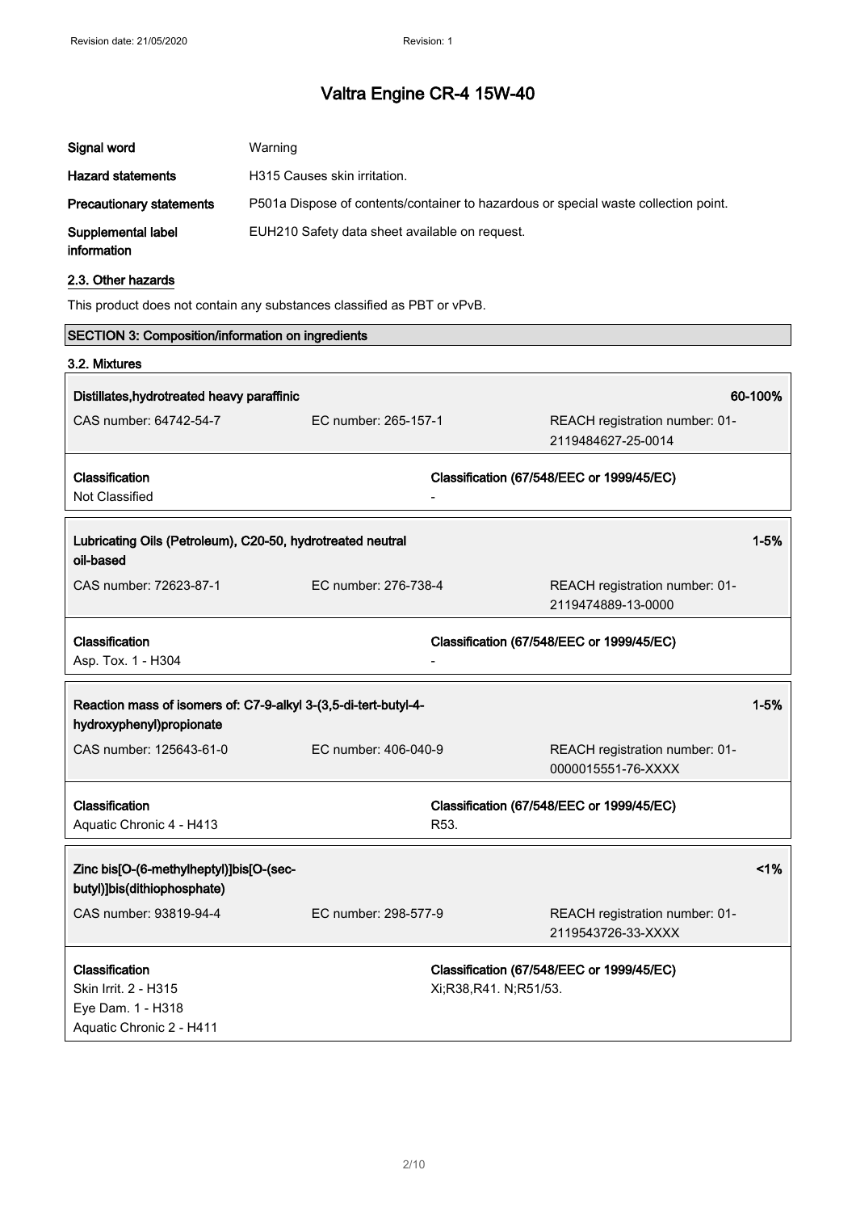| | |
|---|---|
| **Signal word** | Warning |
| **Hazard statements** | H315 Causes skin irritation. |
| **Precautionary statements** | P501a Dispose of contents/container to hazardous or special waste collection point. |
| **Supplemental label information** | EUH210 Safety data sheet available on request. |

### 2.3. Other hazards

This product does not contain any substances classified as PBT or vPvB.

## SECTION 3: Composition/information on ingredients

### 3.2. Mixtures

| **Distillates,hydrotreated heavy paraffinic** | | **60-100%** |
|---|---|---|
| CAS number: 64742-54-7 | EC number: 265-157-1 | REACH registration number: 01-2119484627-25-0014 |
| **Classification** | **Classification (67/548/EEC or 1999/45/EC)** | |
| Not Classified | - | |

| **Lubricating Oils (Petroleum), C20-50, hydrotreated neutral oil-based** | | **1-5%** |
|---|---|---|
| CAS number: 72623-87-1 | EC number: 276-738-4 | REACH registration number: 01-2119474889-13-0000 |
| **Classification** | **Classification (67/548/EEC or 1999/45/EC)** | |
| Asp. Tox. 1 - H304 | - | |

| **Reaction mass of isomers of: C7-9-alkyl 3-(3,5-di-tert-butyl-4-hydroxyphenyl)propionate** | | **1-5%** |
|---|---|---|
| CAS number: 125643-61-0 | EC number: 406-040-9 | REACH registration number: 01-0000015551-76-XXXX |
| **Classification** | **Classification (67/548/EEC or 1999/45/EC)** | |
| Aquatic Chronic 4 - H413 | R53. | |

| **Zinc bis[O-(6-methylheptyl)]bis[O-(sec-butyl)]bis(dithiophosphate)** | | **<1%** |
|---|---|---|
| CAS number: 93819-94-4 | EC number: 298-577-9 | REACH registration number: 01-2119543726-33-XXXX |
| **Classification** | **Classification (67/548/EEC or 1999/45/EC)** | |
| Skin Irrit. 2 - H315<br>Eye Dam. 1 - H318<br>Aquatic Chronic 2 - H411 | Xi;R38,R41. N;R51/53. | |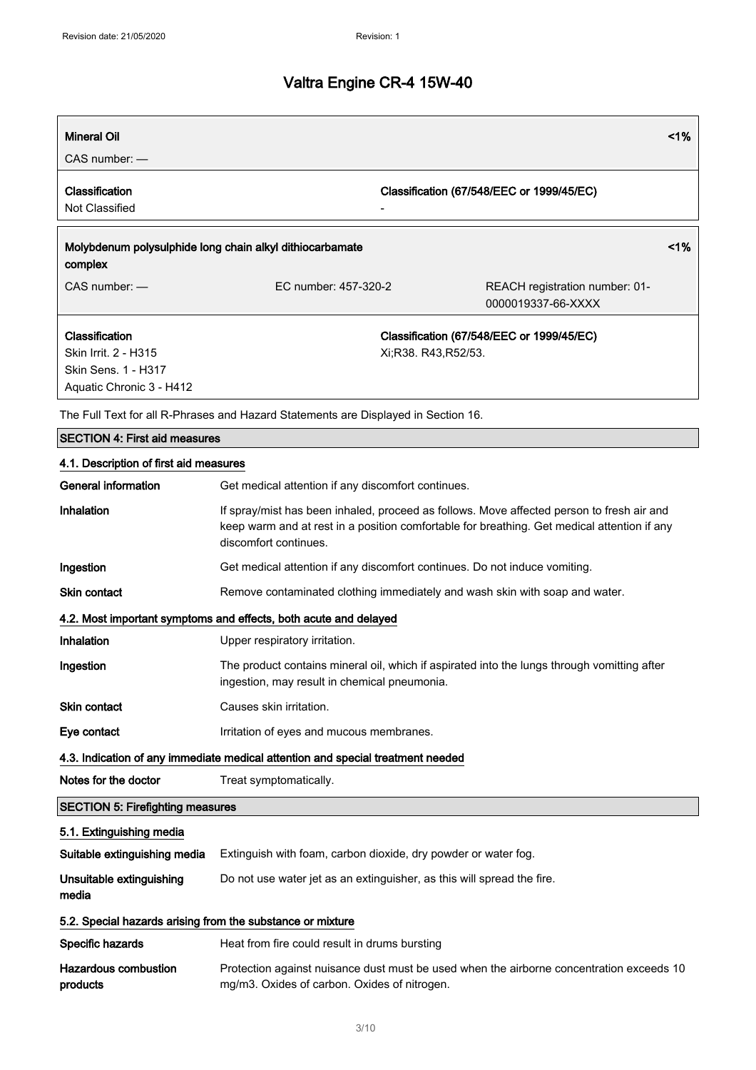# Valtra Engine CR-4 15W-40

| **Mineral Oil** | | <1% |
|---|---|---|
| CAS number: — | | |
| **Classification** | **Classification (67/548/EEC or 1999/45/EC)** | |
| Not Classified | - | |

| **Molybdenum polysulphide long chain alkyl dithiocarbamate complex** | | <1% |
|---|---|---|
| CAS number: — | EC number: 457-320-2 | REACH registration number: 01-0000019337-66-XXXX |
| **Classification** | **Classification (67/548/EEC or 1999/45/EC)** | |
| Skin Irrit. 2 - H315<br>Skin Sens. 1 - H317<br>Aquatic Chronic 3 - H412 | Xi;R38. R43,R52/53. | |

The Full Text for all R-Phrases and Hazard Statements are Displayed in Section 16.

## SECTION 4: First aid measures

### 4.1. Description of first aid measures

**General information** Get medical attention if any discomfort continues.

**Inhalation** If spray/mist has been inhaled, proceed as follows. Move affected person to fresh air and keep warm and at rest in a position comfortable for breathing. Get medical attention if any discomfort continues.

**Ingestion** Get medical attention if any discomfort continues. Do not induce vomiting.

**Skin contact** Remove contaminated clothing immediately and wash skin with soap and water.

### 4.2. Most important symptoms and effects, both acute and delayed

**Inhalation** Upper respiratory irritation.

**Ingestion** The product contains mineral oil, which if aspirated into the lungs through vomitting after ingestion, may result in chemical pneumonia.

**Skin contact** Causes skin irritation.

**Eye contact** Irritation of eyes and mucous membranes.

### 4.3. Indication of any immediate medical attention and special treatment needed

**Notes for the doctor** Treat symptomatically.

## SECTION 5: Firefighting measures

### 5.1. Extinguishing media

**Suitable extinguishing media** Extinguish with foam, carbon dioxide, dry powder or water fog.

**Unsuitable extinguishing media** Do not use water jet as an extinguisher, as this will spread the fire.

### 5.2. Special hazards arising from the substance or mixture

**Specific hazards** Heat from fire could result in drums bursting

**Hazardous combustion products** Protection against nuisance dust must be used when the airborne concentration exceeds 10 mg/m3. Oxides of carbon. Oxides of nitrogen.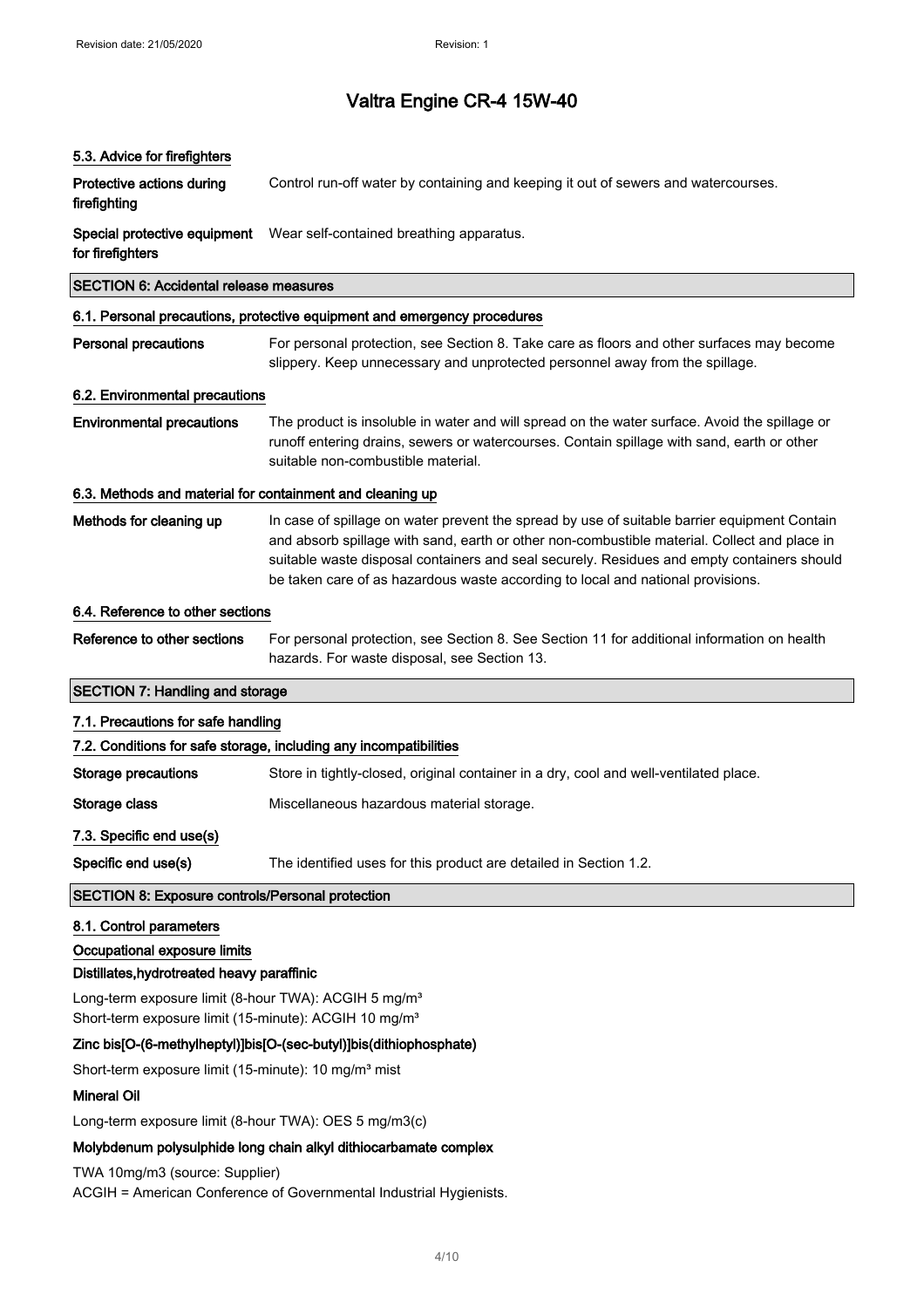### 5.3. Advice for firefighters

**Protective actions during firefighting** Control run-off water by containing and keeping it out of sewers and watercourses.

**Special protective equipment for firefighters** Wear self-contained breathing apparatus.

## SECTION 6: Accidental release measures

### 6.1. Personal precautions, protective equipment and emergency procedures

**Personal precautions** For personal protection, see Section 8. Take care as floors and other surfaces may become slippery. Keep unnecessary and unprotected personnel away from the spillage.

### 6.2. Environmental precautions

**Environmental precautions** The product is insoluble in water and will spread on the water surface. Avoid the spillage or runoff entering drains, sewers or watercourses. Contain spillage with sand, earth or other suitable non-combustible material.

### 6.3. Methods and material for containment and cleaning up

**Methods for cleaning up** In case of spillage on water prevent the spread by use of suitable barrier equipment Contain and absorb spillage with sand, earth or other non-combustible material. Collect and place in suitable waste disposal containers and seal securely. Residues and empty containers should be taken care of as hazardous waste according to local and national provisions.

### 6.4. Reference to other sections

**Reference to other sections** For personal protection, see Section 8. See Section 11 for additional information on health hazards. For waste disposal, see Section 13.

## SECTION 7: Handling and storage

### 7.1. Precautions for safe handling

### 7.2. Conditions for safe storage, including any incompatibilities

**Storage precautions** Store in tightly-closed, original container in a dry, cool and well-ventilated place.

**Storage class** Miscellaneous hazardous material storage.

### 7.3. Specific end use(s)

**Specific end use(s)** The identified uses for this product are detailed in Section 1.2.

## SECTION 8: Exposure controls/Personal protection

### 8.1. Control parameters

**Occupational exposure limits**

**Distillates,hydrotreated heavy paraffinic**

Long-term exposure limit (8-hour TWA): ACGIH 5 mg/m³
Short-term exposure limit (15-minute): ACGIH 10 mg/m³

**Zinc bis[O-(6-methylheptyl)]bis[O-(sec-butyl)]bis(dithiophosphate)**

Short-term exposure limit (15-minute): 10 mg/m³ mist

**Mineral Oil**

Long-term exposure limit (8-hour TWA): OES 5 mg/m3(c)

**Molybdenum polysulphide long chain alkyl dithiocarbamate complex**

TWA 10mg/m3 (source: Supplier)
ACGIH = American Conference of Governmental Industrial Hygienists.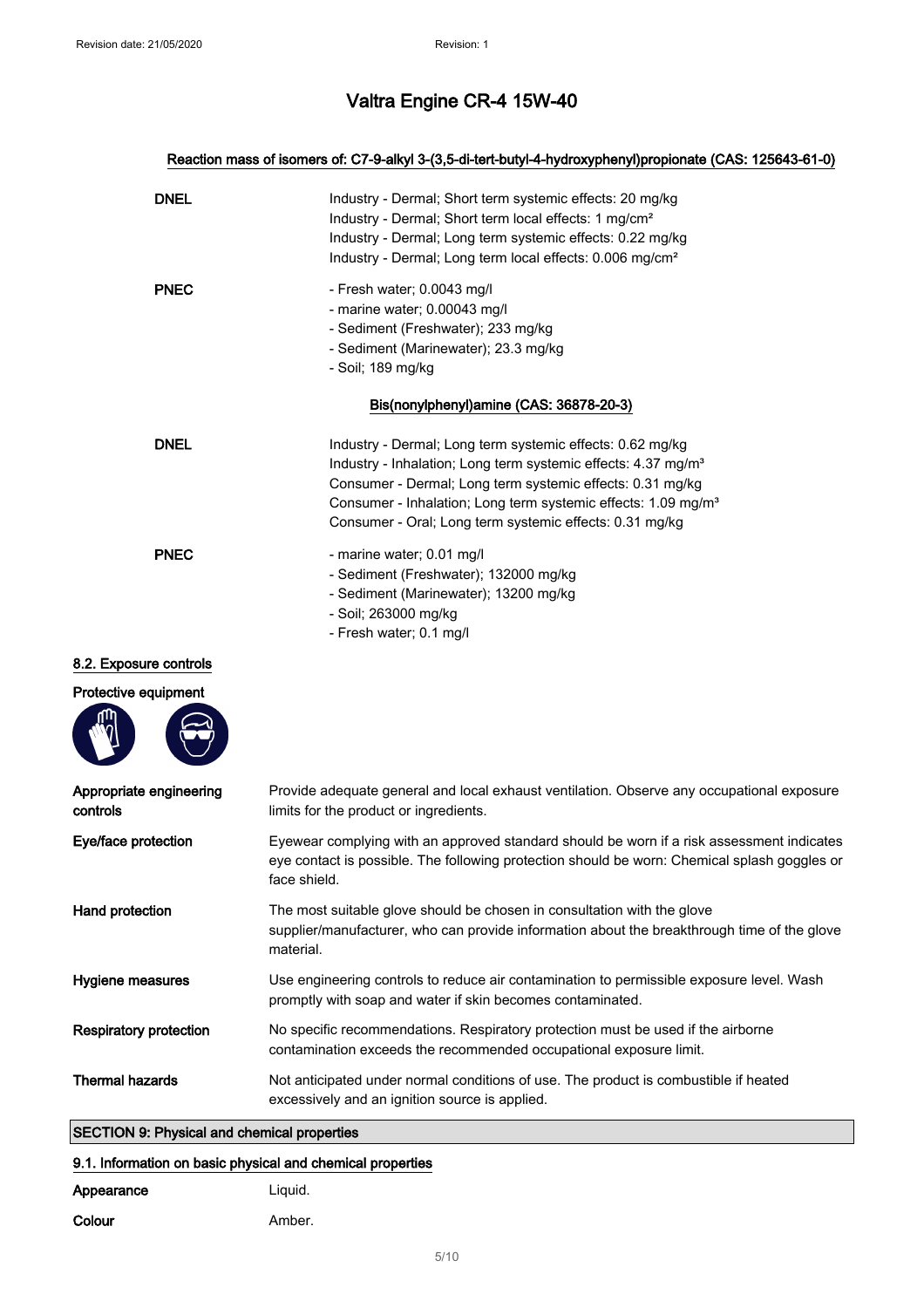# Valtra Engine CR-4 15W-40

### Reaction mass of isomers of: C7-9-alkyl 3-(3,5-di-tert-butyl-4-hydroxyphenyl)propionate (CAS: 125643-61-0)

| | |
|---|---|
| **DNEL** | Industry - Dermal; Short term systemic effects: 20 mg/kg<br>Industry - Dermal; Short term local effects: 1 mg/cm²<br>Industry - Dermal; Long term systemic effects: 0.22 mg/kg<br>Industry - Dermal; Long term local effects: 0.006 mg/cm² |
| **PNEC** | - Fresh water; 0.0043 mg/l<br>- marine water; 0.00043 mg/l<br>- Sediment (Freshwater); 233 mg/kg<br>- Sediment (Marinewater); 23.3 mg/kg<br>- Soil; 189 mg/kg |

### Bis(nonylphenyl)amine (CAS: 36878-20-3)

| | |
|---|---|
| **DNEL** | Industry - Dermal; Long term systemic effects: 0.62 mg/kg<br>Industry - Inhalation; Long term systemic effects: 4.37 mg/m³<br>Consumer - Dermal; Long term systemic effects: 0.31 mg/kg<br>Consumer - Inhalation; Long term systemic effects: 1.09 mg/m³<br>Consumer - Oral; Long term systemic effects: 0.31 mg/kg |
| **PNEC** | - marine water; 0.01 mg/l<br>- Sediment (Freshwater); 132000 mg/kg<br>- Sediment (Marinewater); 13200 mg/kg<br>- Soil; 263000 mg/kg<br>- Fresh water; 0.1 mg/l |

### 8.2. Exposure controls

**Protective equipment**

| | |
|---|---|
| **Appropriate engineering controls** | Provide adequate general and local exhaust ventilation. Observe any occupational exposure limits for the product or ingredients. |
| **Eye/face protection** | Eyewear complying with an approved standard should be worn if a risk assessment indicates eye contact is possible. The following protection should be worn: Chemical splash goggles or face shield. |
| **Hand protection** | The most suitable glove should be chosen in consultation with the glove supplier/manufacturer, who can provide information about the breakthrough time of the glove material. |
| **Hygiene measures** | Use engineering controls to reduce air contamination to permissible exposure level. Wash promptly with soap and water if skin becomes contaminated. |
| **Respiratory protection** | No specific recommendations. Respiratory protection must be used if the airborne contamination exceeds the recommended occupational exposure limit. |
| **Thermal hazards** | Not anticipated under normal conditions of use. The product is combustible if heated excessively and an ignition source is applied. |

## SECTION 9: Physical and chemical properties

### 9.1. Information on basic physical and chemical properties

| | |
|---|---|
| **Appearance** | Liquid. |
| **Colour** | Amber. |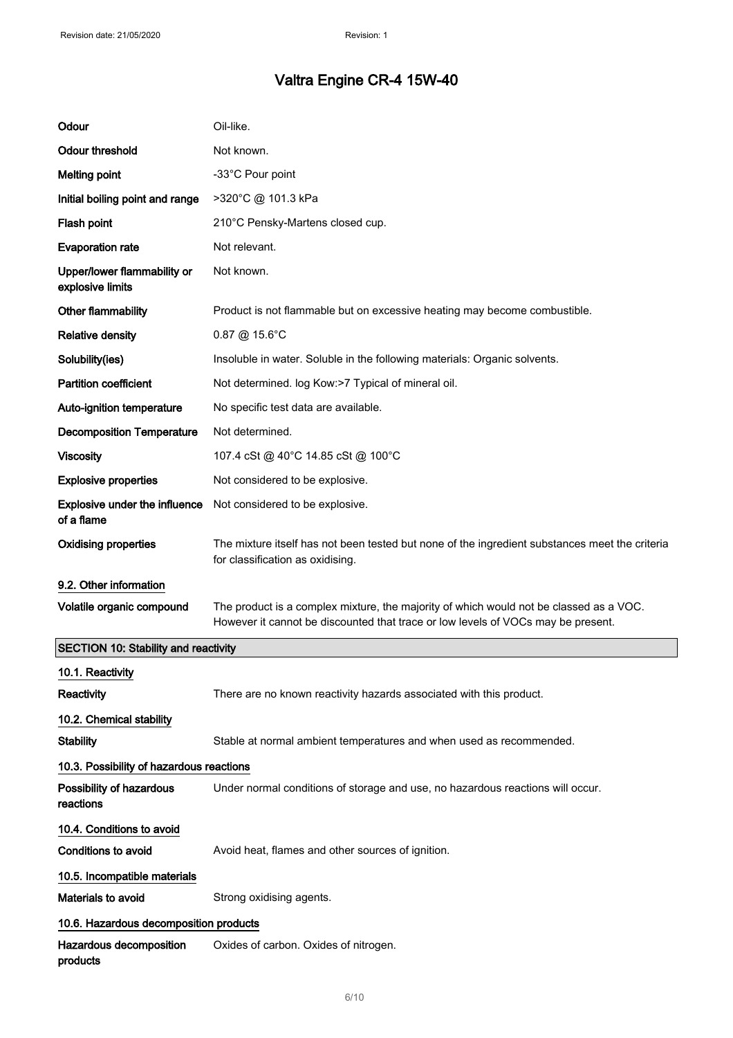| Property | Value |
| --- | --- |
| **Odour** | Oil-like. |
| **Odour threshold** | Not known. |
| **Melting point** | -33°C Pour point |
| **Initial boiling point and range** | >320°C @ 101.3 kPa |
| **Flash point** | 210°C Pensky-Martens closed cup. |
| **Evaporation rate** | Not relevant. |
| **Upper/lower flammability or explosive limits** | Not known. |
| **Other flammability** | Product is not flammable but on excessive heating may become combustible. |
| **Relative density** | 0.87 @ 15.6°C |
| **Solubility(ies)** | Insoluble in water. Soluble in the following materials: Organic solvents. |
| **Partition coefficient** | Not determined. log Kow:>7 Typical of mineral oil. |
| **Auto-ignition temperature** | No specific test data are available. |
| **Decomposition Temperature** | Not determined. |
| **Viscosity** | 107.4 cSt @ 40°C 14.85 cSt @ 100°C |
| **Explosive properties** | Not considered to be explosive. |
| **Explosive under the influence of a flame** | Not considered to be explosive. |
| **Oxidising properties** | The mixture itself has not been tested but none of the ingredient substances meet the criteria for classification as oxidising. |

### 9.2. Other information

| Property | Value |
| --- | --- |
| **Volatile organic compound** | The product is a complex mixture, the majority of which would not be classed as a VOC. However it cannot be discounted that trace or low levels of VOCs may be present. |

## SECTION 10: Stability and reactivity

### 10.1. Reactivity

**Reactivity** There are no known reactivity hazards associated with this product.

### 10.2. Chemical stability

**Stability** Stable at normal ambient temperatures and when used as recommended.

### 10.3. Possibility of hazardous reactions

**Possibility of hazardous reactions** Under normal conditions of storage and use, no hazardous reactions will occur.

### 10.4. Conditions to avoid

**Conditions to avoid** Avoid heat, flames and other sources of ignition.

### 10.5. Incompatible materials

**Materials to avoid** Strong oxidising agents.

### 10.6. Hazardous decomposition products

**Hazardous decomposition products** Oxides of carbon. Oxides of nitrogen.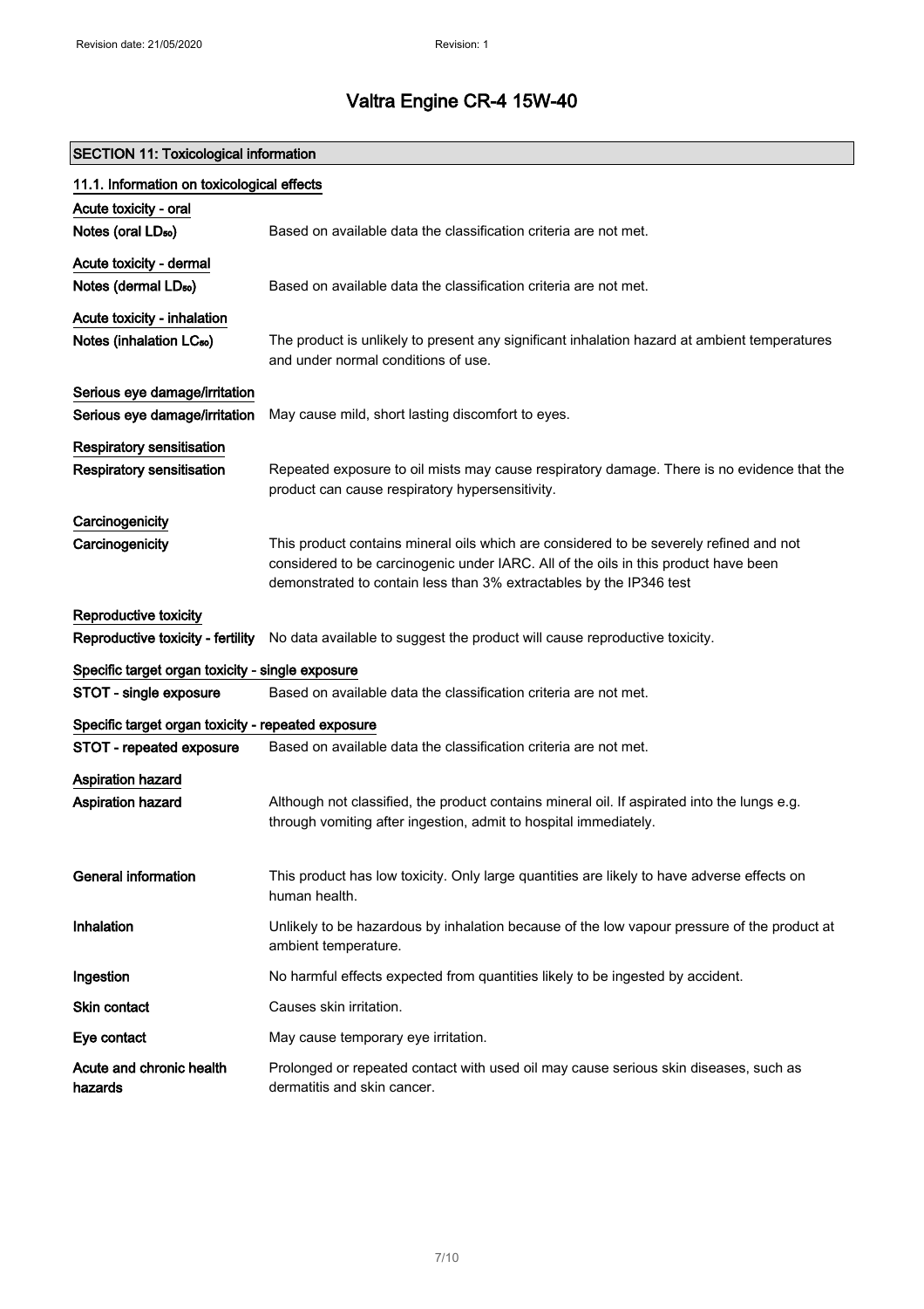## SECTION 11: Toxicological information

### 11.1. Information on toxicological effects

**Acute toxicity - oral**

| | |
|---|---|
| **Notes (oral $LD_{50}$)** | Based on available data the classification criteria are not met. |

**Acute toxicity - dermal**

| | |
|---|---|
| **Notes (dermal $LD_{50}$)** | Based on available data the classification criteria are not met. |

**Acute toxicity - inhalation**

| | |
|---|---|
| **Notes (inhalation $LC_{50}$)** | The product is unlikely to present any significant inhalation hazard at ambient temperatures and under normal conditions of use. |

**Serious eye damage/irritation**

| | |
|---|---|
| **Serious eye damage/irritation** | May cause mild, short lasting discomfort to eyes. |

**Respiratory sensitisation**

| | |
|---|---|
| **Respiratory sensitisation** | Repeated exposure to oil mists may cause respiratory damage. There is no evidence that the product can cause respiratory hypersensitivity. |

**Carcinogenicity**

| | |
|---|---|
| **Carcinogenicity** | This product contains mineral oils which are considered to be severely refined and not considered to be carcinogenic under IARC. All of the oils in this product have been demonstrated to contain less than 3% extractables by the IP346 test |

**Reproductive toxicity**

| | |
|---|---|
| **Reproductive toxicity - fertility** | No data available to suggest the product will cause reproductive toxicity. |

**Specific target organ toxicity - single exposure**

| | |
|---|---|
| **STOT - single exposure** | Based on available data the classification criteria are not met. |

**Specific target organ toxicity - repeated exposure**

| | |
|---|---|
| **STOT - repeated exposure** | Based on available data the classification criteria are not met. |

**Aspiration hazard**

| | |
|---|---|
| **Aspiration hazard** | Although not classified, the product contains mineral oil. If aspirated into the lungs e.g. through vomiting after ingestion, admit to hospital immediately. |

| | |
|---|---|
| **General information** | This product has low toxicity. Only large quantities are likely to have adverse effects on human health. |
| **Inhalation** | Unlikely to be hazardous by inhalation because of the low vapour pressure of the product at ambient temperature. |
| **Ingestion** | No harmful effects expected from quantities likely to be ingested by accident. |
| **Skin contact** | Causes skin irritation. |
| **Eye contact** | May cause temporary eye irritation. |
| **Acute and chronic health hazards** | Prolonged or repeated contact with used oil may cause serious skin diseases, such as dermatitis and skin cancer. |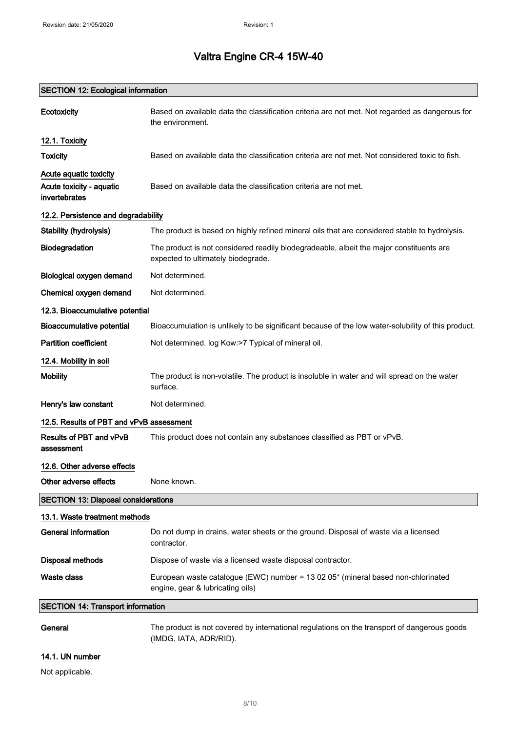## SECTION 12: Ecological information

**Ecotoxicity** Based on available data the classification criteria are not met. Not regarded as dangerous for the environment.

### 12.1. Toxicity

**Toxicity** Based on available data the classification criteria are not met. Not considered toxic to fish.

**Acute aquatic toxicity**

**Acute toxicity - aquatic invertebrates** Based on available data the classification criteria are not met.

### 12.2. Persistence and degradability

**Stability (hydrolysis)** The product is based on highly refined mineral oils that are considered stable to hydrolysis.

**Biodegradation** The product is not considered readily biodegradeable, albeit the major constituents are expected to ultimately biodegrade.

**Biological oxygen demand** Not determined.

**Chemical oxygen demand** Not determined.

### 12.3. Bioaccumulative potential

**Bioaccumulative potential** Bioaccumulation is unlikely to be significant because of the low water-solubility of this product.

**Partition coefficient** Not determined. log Kow:>7 Typical of mineral oil.

### 12.4. Mobility in soil

**Mobility** The product is non-volatile. The product is insoluble in water and will spread on the water surface.

**Henry's law constant** Not determined.

### 12.5. Results of PBT and vPvB assessment

**Results of PBT and vPvB assessment** This product does not contain any substances classified as PBT or vPvB.

### 12.6. Other adverse effects

**Other adverse effects** None known.

## SECTION 13: Disposal considerations

### 13.1. Waste treatment methods

**General information** Do not dump in drains, water sheets or the ground. Disposal of waste via a licensed contractor.

**Disposal methods** Dispose of waste via a licensed waste disposal contractor.

**Waste class** European waste catalogue (EWC) number = 13 02 05* (mineral based non-chlorinated engine, gear & lubricating oils)

## SECTION 14: Transport information

**General** The product is not covered by international regulations on the transport of dangerous goods (IMDG, IATA, ADR/RID).

### 14.1. UN number

Not applicable.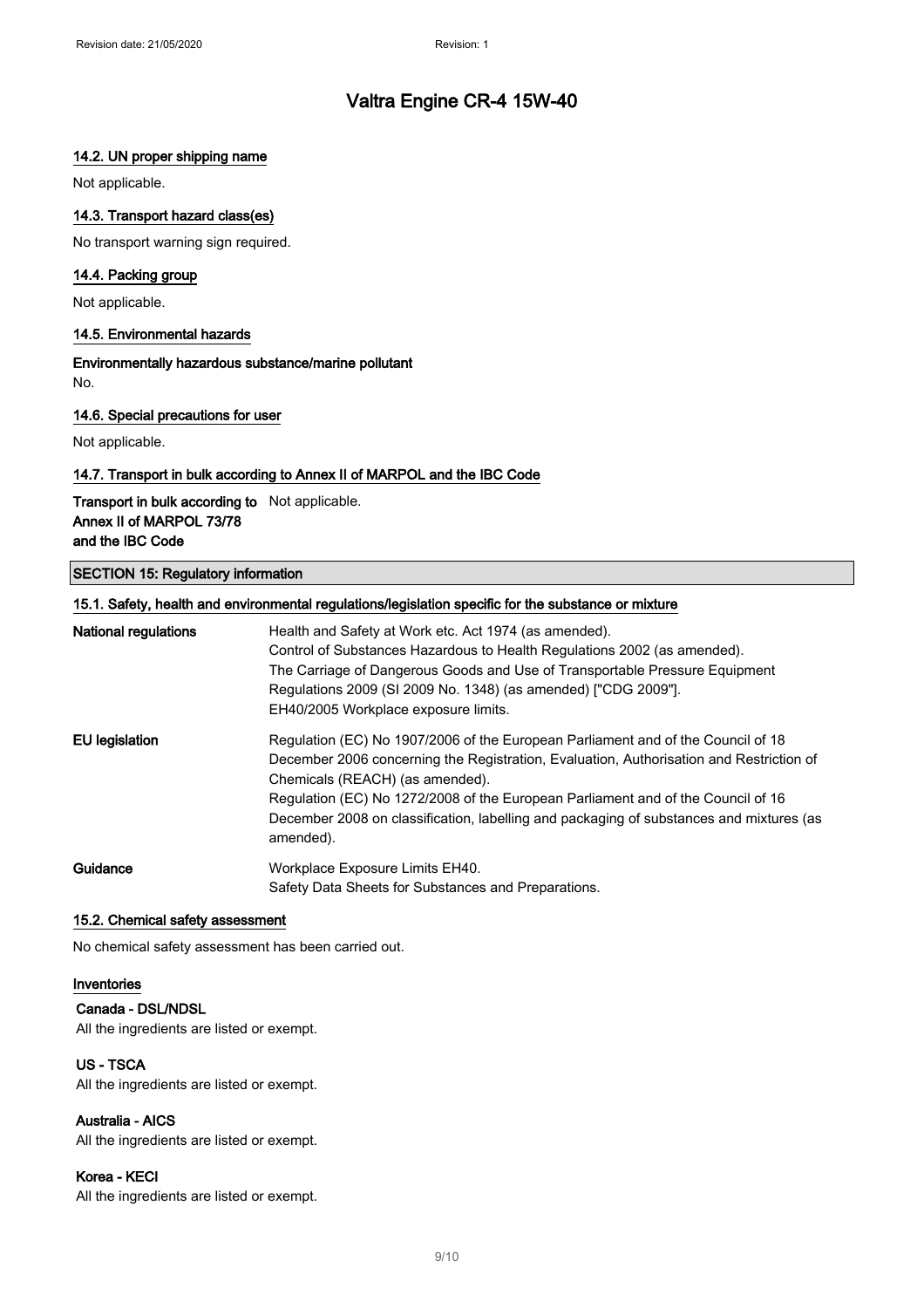### 14.2. UN proper shipping name

Not applicable.

### 14.3. Transport hazard class(es)

No transport warning sign required.

### 14.4. Packing group

Not applicable.

### 14.5. Environmental hazards

**Environmentally hazardous substance/marine pollutant**

No.

### 14.6. Special precautions for user

Not applicable.

### 14.7. Transport in bulk according to Annex II of MARPOL and the IBC Code

| | |
|---|---|
| **Transport in bulk according to Annex II of MARPOL 73/78 and the IBC Code** | Not applicable. |

## SECTION 15: Regulatory information

### 15.1. Safety, health and environmental regulations/legislation specific for the substance or mixture

| | |
|---|---|
| **National regulations** | Health and Safety at Work etc. Act 1974 (as amended).<br>Control of Substances Hazardous to Health Regulations 2002 (as amended).<br>The Carriage of Dangerous Goods and Use of Transportable Pressure Equipment Regulations 2009 (SI 2009 No. 1348) (as amended) ["CDG 2009"].<br>EH40/2005 Workplace exposure limits. |
| **EU legislation** | Regulation (EC) No 1907/2006 of the European Parliament and of the Council of 18 December 2006 concerning the Registration, Evaluation, Authorisation and Restriction of Chemicals (REACH) (as amended).<br>Regulation (EC) No 1272/2008 of the European Parliament and of the Council of 16 December 2008 on classification, labelling and packaging of substances and mixtures (as amended). |
| **Guidance** | Workplace Exposure Limits EH40.<br>Safety Data Sheets for Substances and Preparations. |

### 15.2. Chemical safety assessment

No chemical safety assessment has been carried out.

### Inventories

**Canada - DSL/NDSL**

All the ingredients are listed or exempt.

**US - TSCA**

All the ingredients are listed or exempt.

**Australia - AICS**

All the ingredients are listed or exempt.

**Korea - KECI**

All the ingredients are listed or exempt.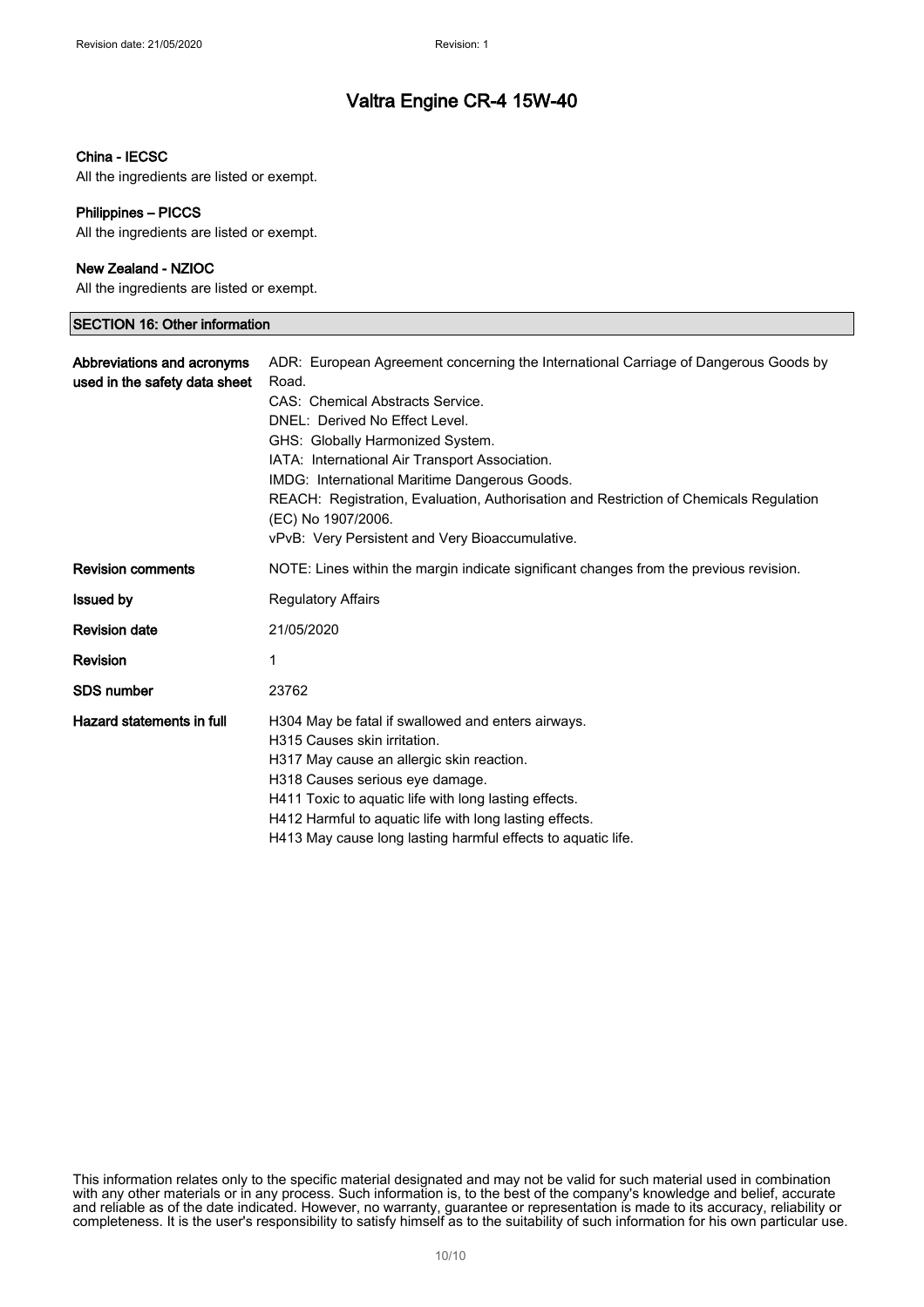# Valtra Engine CR-4 15W-40

**China - IECSC**

All the ingredients are listed or exempt.

**Philippines – PICCS**

All the ingredients are listed or exempt.

**New Zealand - NZIOC**

All the ingredients are listed or exempt.

## SECTION 16: Other information

| | |
|---|---|
| **Abbreviations and acronyms used in the safety data sheet** | ADR: European Agreement concerning the International Carriage of Dangerous Goods by Road.<br>CAS: Chemical Abstracts Service.<br>DNEL: Derived No Effect Level.<br>GHS: Globally Harmonized System.<br>IATA: International Air Transport Association.<br>IMDG: International Maritime Dangerous Goods.<br>REACH: Registration, Evaluation, Authorisation and Restriction of Chemicals Regulation (EC) No 1907/2006.<br>vPvB: Very Persistent and Very Bioaccumulative. |
| **Revision comments** | NOTE: Lines within the margin indicate significant changes from the previous revision. |
| **Issued by** | Regulatory Affairs |
| **Revision date** | 21/05/2020 |
| **Revision** | 1 |
| **SDS number** | 23762 |
| **Hazard statements in full** | H304 May be fatal if swallowed and enters airways.<br>H315 Causes skin irritation.<br>H317 May cause an allergic skin reaction.<br>H318 Causes serious eye damage.<br>H411 Toxic to aquatic life with long lasting effects.<br>H412 Harmful to aquatic life with long lasting effects.<br>H413 May cause long lasting harmful effects to aquatic life. |

This information relates only to the specific material designated and may not be valid for such material used in combination with any other materials or in any process. Such information is, to the best of the company's knowledge and belief, accurate and reliable as of the date indicated. However, no warranty, guarantee or representation is made to its accuracy, reliability or completeness. It is the user's responsibility to satisfy himself as to the suitability of such information for his own particular use.